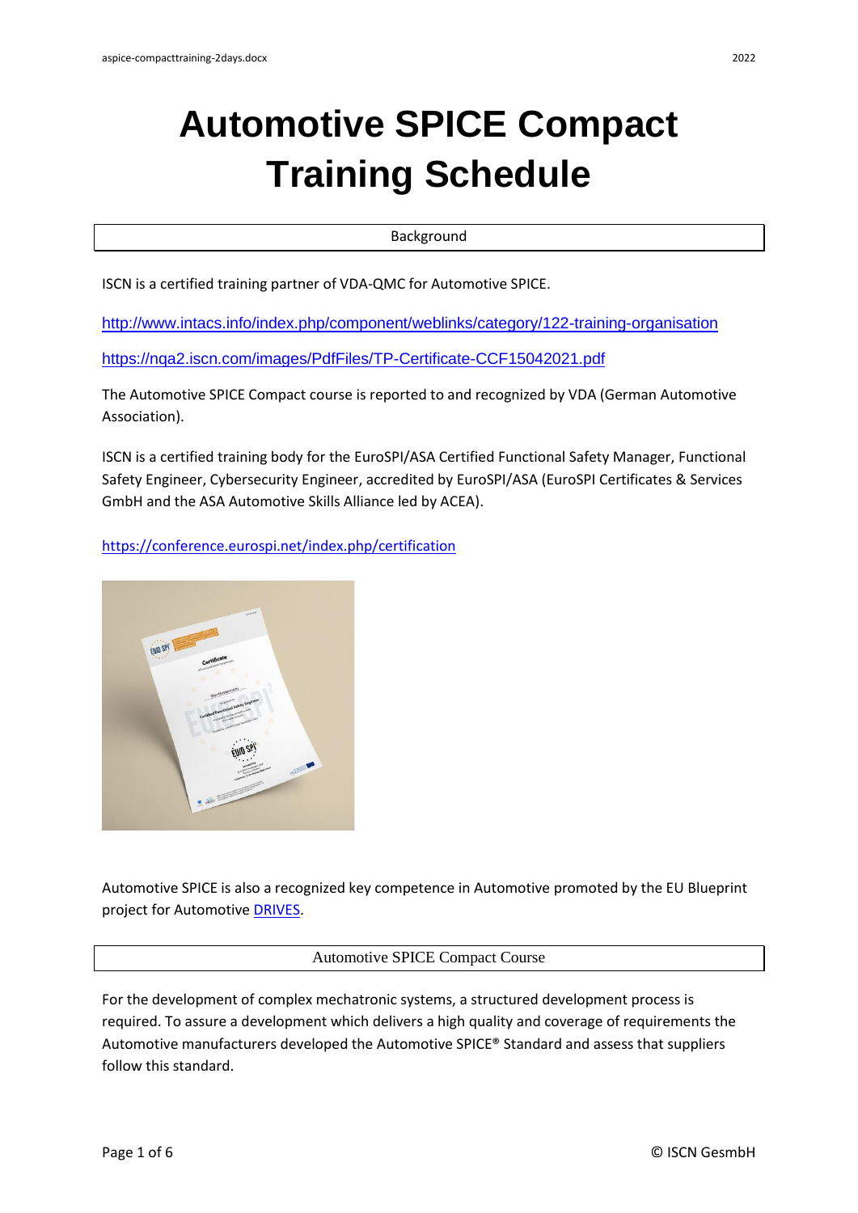# Automotive SPICE Compact Training Schedule

## Background

ISCN is a certified training partner of VDA-QMC for Automotive SPICE.

http://www.intacs.info/index.php/component/weblinks/category/122-training-organisation

https://nqa2.iscn.com/images/PdfFiles/TP-Certificate-CCF15042021.pdf

The Automotive SPICE Compact course is reported to and recognized by VDA (German Automotive Association).

ISCN is a certified training body for the EuroSPI/ASA Certified Functional Safety Manager, Functional Safety Engineer, Cybersecurity Engineer, accredited by EuroSPI/ASA (EuroSPI Certificates & Services GmbH and the ASA Automotive Skills Alliance led by ACEA).

https://conference.eurospi.net/index.php/certification

Automotive SPICE is also a recognized key competence in Automotive promoted by the EU Blueprint project for Automotive DRIVES.

## Automotive SPICE Compact Course

For the development of complex mechatronic systems, a structured development process is required. To assure a development which delivers a high quality and coverage of requirements the Automotive manufacturers developed the Automotive SPICE® Standard and assess that suppliers follow this standard.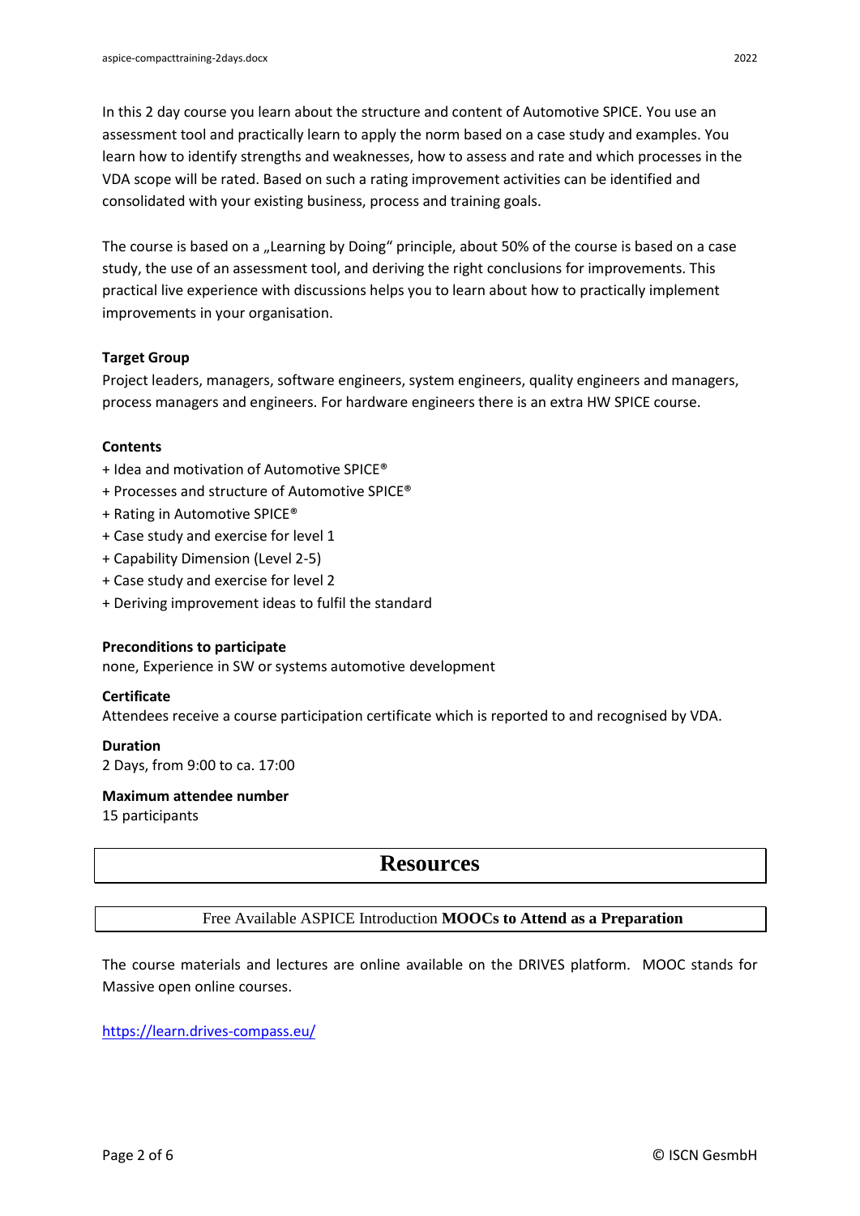In this 2 day course you learn about the structure and content of Automotive SPICE. You use an assessment tool and practically learn to apply the norm based on a case study and examples. You learn how to identify strengths and weaknesses, how to assess and rate and which processes in the VDA scope will be rated. Based on such a rating improvement activities can be identified and consolidated with your existing business, process and training goals.

The course is based on a „Learning by Doing" principle, about 50% of the course is based on a case study, the use of an assessment tool, and deriving the right conclusions for improvements. This practical live experience with discussions helps you to learn about how to practically implement improvements in your organisation.

**Target Group**

Project leaders, managers, software engineers, system engineers, quality engineers and managers, process managers and engineers. For hardware engineers there is an extra HW SPICE course.

**Contents**

+ Idea and motivation of Automotive SPICE®
+ Processes and structure of Automotive SPICE®
+ Rating in Automotive SPICE®
+ Case study and exercise for level 1
+ Capability Dimension (Level 2-5)
+ Case study and exercise for level 2
+ Deriving improvement ideas to fulfil the standard

**Preconditions to participate**

none, Experience in SW or systems automotive development

**Certificate**

Attendees receive a course participation certificate which is reported to and recognised by VDA.

**Duration**

2 Days, from 9:00 to ca. 17:00

**Maximum attendee number**

15 participants

# Resources

## Free Available ASPICE Introduction **MOOCs to Attend as a Preparation**

The course materials and lectures are online available on the DRIVES platform. MOOC stands for Massive open online courses.

https://learn.drives-compass.eu/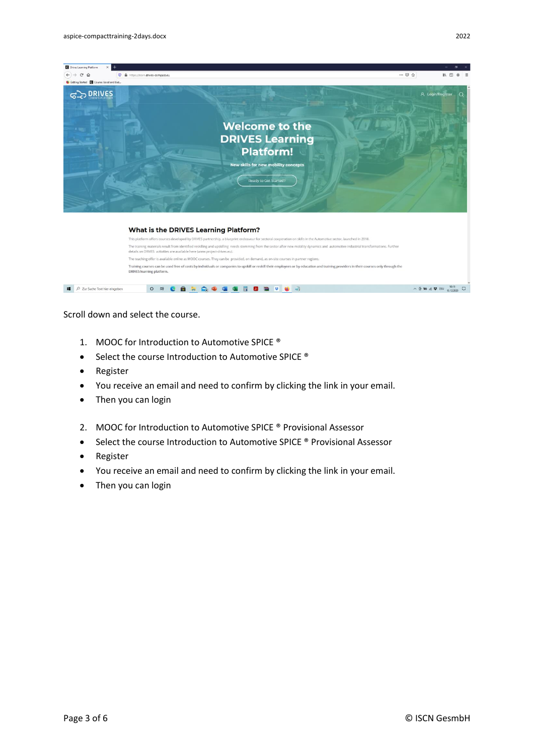Scroll down and select the course.

1. MOOC for Introduction to Automotive SPICE ®

- Select the course Introduction to Automotive SPICE ®
- Register
- You receive an email and need to confirm by clicking the link in your email.
- Then you can login

2. MOOC for Introduction to Automotive SPICE ® Provisional Assessor

- Select the course Introduction to Automotive SPICE ® Provisional Assessor
- Register
- You receive an email and need to confirm by clicking the link in your email.
- Then you can login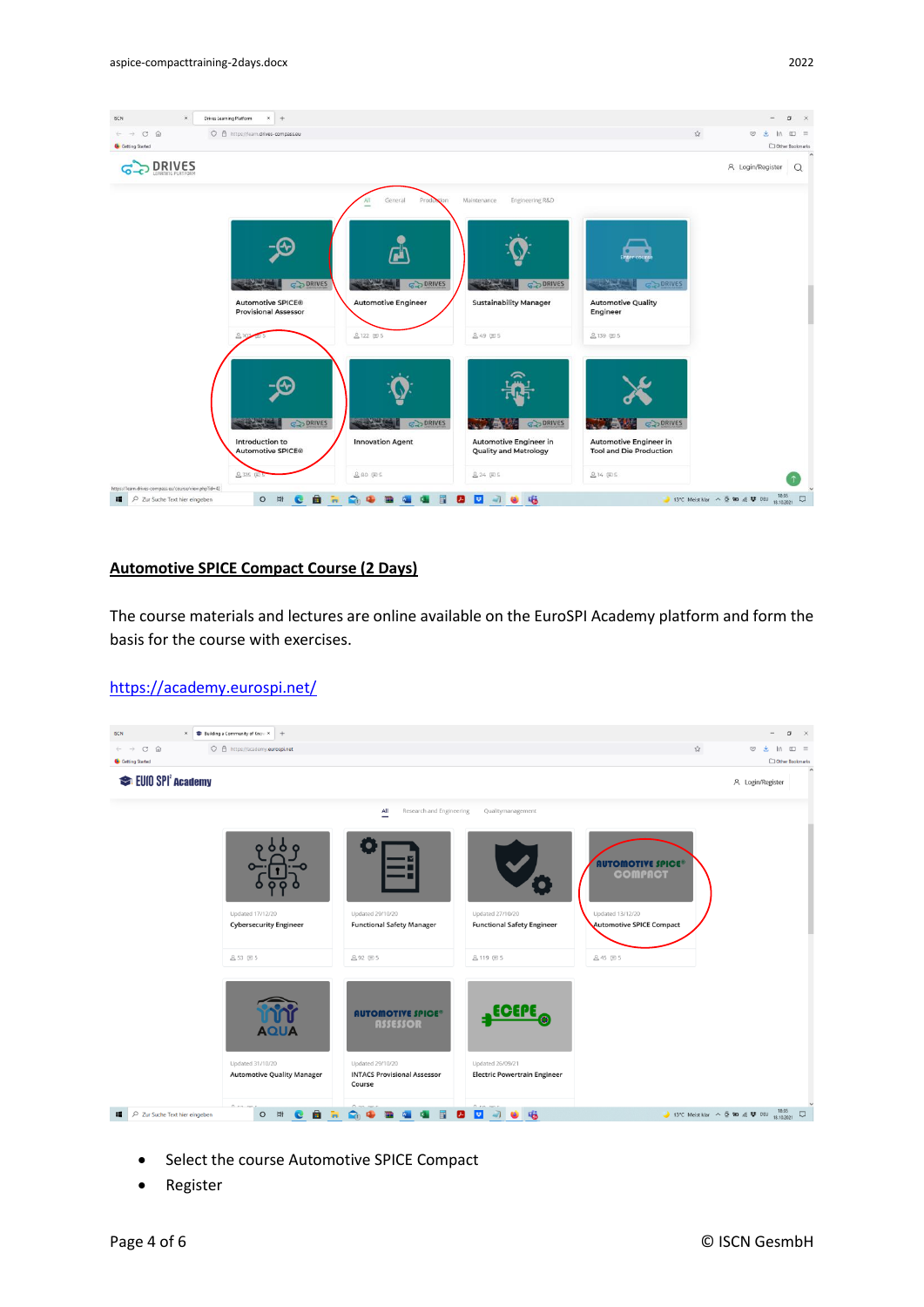## Automotive SPICE Compact Course (2 Days)

The course materials and lectures are online available on the EuroSPI Academy platform and form the basis for the course with exercises.

https://academy.eurospi.net/

- Select the course Automotive SPICE Compact
- Register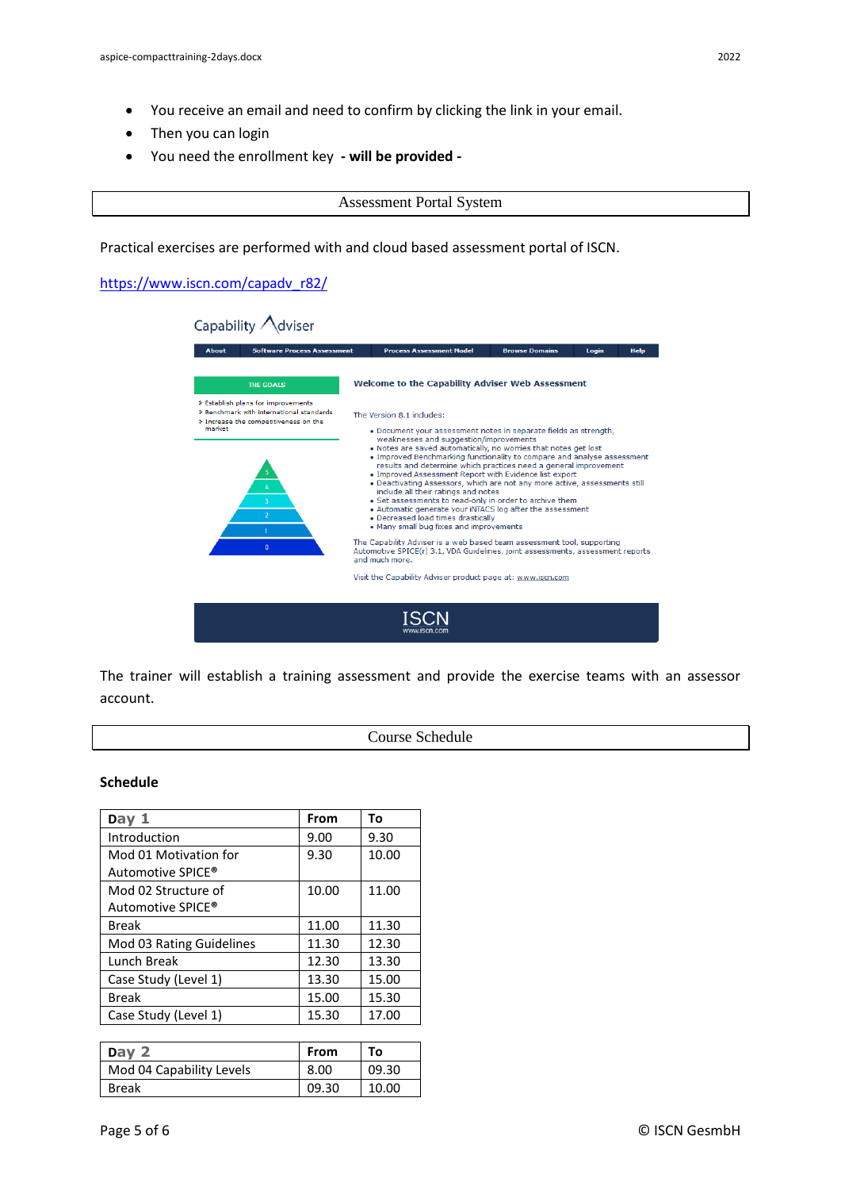- You receive an email and need to confirm by clicking the link in your email.
- Then you can login
- You need the enrollment key **- will be provided -**

## Assessment Portal System

Practical exercises are performed with and cloud based assessment portal of ISCN.

https://www.iscn.com/capadv_r82/

The trainer will establish a training assessment and provide the exercise teams with an assessor account.

## Course Schedule

**Schedule**

| Day 1 | From | To |
|---|---|---|
| Introduction | 9.00 | 9.30 |
| Mod 01 Motivation for Automotive SPICE® | 9.30 | 10.00 |
| Mod 02 Structure of Automotive SPICE® | 10.00 | 11.00 |
| Break | 11.00 | 11.30 |
| Mod 03 Rating Guidelines | 11.30 | 12.30 |
| Lunch Break | 12.30 | 13.30 |
| Case Study (Level 1) | 13.30 | 15.00 |
| Break | 15.00 | 15.30 |
| Case Study (Level 1) | 15.30 | 17.00 |

| Day 2 | From | To |
|---|---|---|
| Mod 04 Capability Levels | 8.00 | 09.30 |
| Break | 09.30 | 10.00 |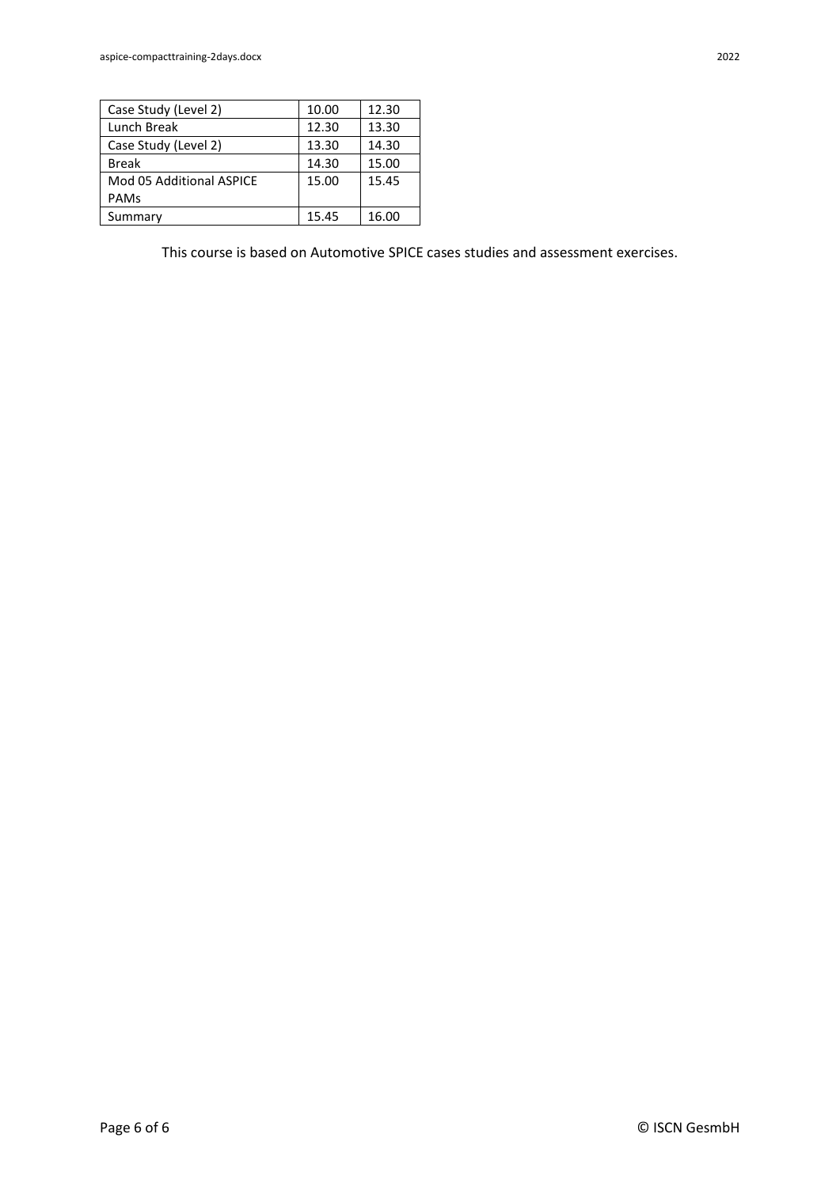| | | |
|---|---|---|
| Case Study (Level 2) | 10.00 | 12.30 |
| Lunch Break | 12.30 | 13.30 |
| Case Study (Level 2) | 13.30 | 14.30 |
| Break | 14.30 | 15.00 |
| Mod 05 Additional ASPICE PAMs | 15.00 | 15.45 |
| Summary | 15.45 | 16.00 |

This course is based on Automotive SPICE cases studies and assessment exercises.